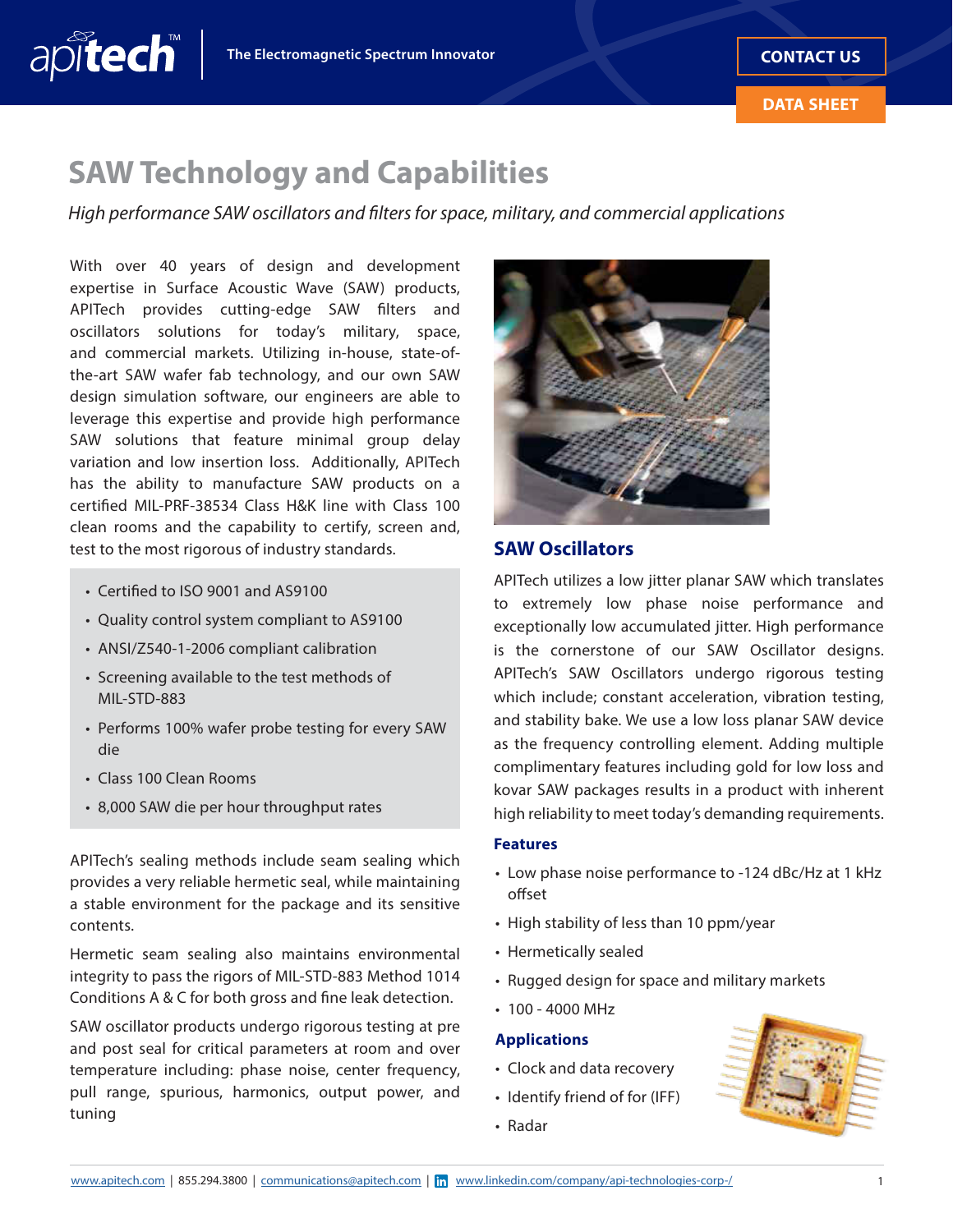# SAW Technology and Capabilities

*High performance SAW oscillators and filters for space, military, and commercial applications*

With over 40 years of design and development expertise in Surface Acoustic Wave (SAW) products, APITech provides cutting-edge SAW filters and oscillators solutions for today's military, space, and commercial markets. Utilizing in-house, state-of-the-art SAW wafer fab technology, and our own SAW design simulation software, our engineers are able to leverage this expertise and provide high performance SAW solutions that feature minimal group delay variation and low insertion loss. Additionally, APITech has the ability to manufacture SAW products on a certified MIL-PRF-38534 Class H&K line with Class 100 clean rooms and the capability to certify, screen and, test to the most rigorous of industry standards.

- Certified to ISO 9001 and AS9100
- Quality control system compliant to AS9100
- ANSI/Z540-1-2006 compliant calibration
- Screening available to the test methods of MIL-STD-883
- Performs 100% wafer probe testing for every SAW die
- Class 100 Clean Rooms
- 8,000 SAW die per hour throughput rates

APITech's sealing methods include seam sealing which provides a very reliable hermetic seal, while maintaining a stable environment for the package and its sensitive contents.

Hermetic seam sealing also maintains environmental integrity to pass the rigors of MIL-STD-883 Method 1014 Conditions A & C for both gross and fine leak detection.

SAW oscillator products undergo rigorous testing at pre and post seal for critical parameters at room and over temperature including: phase noise, center frequency, pull range, spurious, harmonics, output power, and tuning

## SAW Oscillators

APITech utilizes a low jitter planar SAW which translates to extremely low phase noise performance and exceptionally low accumulated jitter. High performance is the cornerstone of our SAW Oscillator designs. APITech's SAW Oscillators undergo rigorous testing which include; constant acceleration, vibration testing, and stability bake. We use a low loss planar SAW device as the frequency controlling element. Adding multiple complimentary features including gold for low loss and kovar SAW packages results in a product with inherent high reliability to meet today's demanding requirements.

### Features

- Low phase noise performance to -124 dBc/Hz at 1 kHz offset
- High stability of less than 10 ppm/year
- Hermetically sealed
- Rugged design for space and military markets
- 100 - 4000 MHz

### Applications

- Clock and data recovery
- Identify friend of for (IFF)
- Radar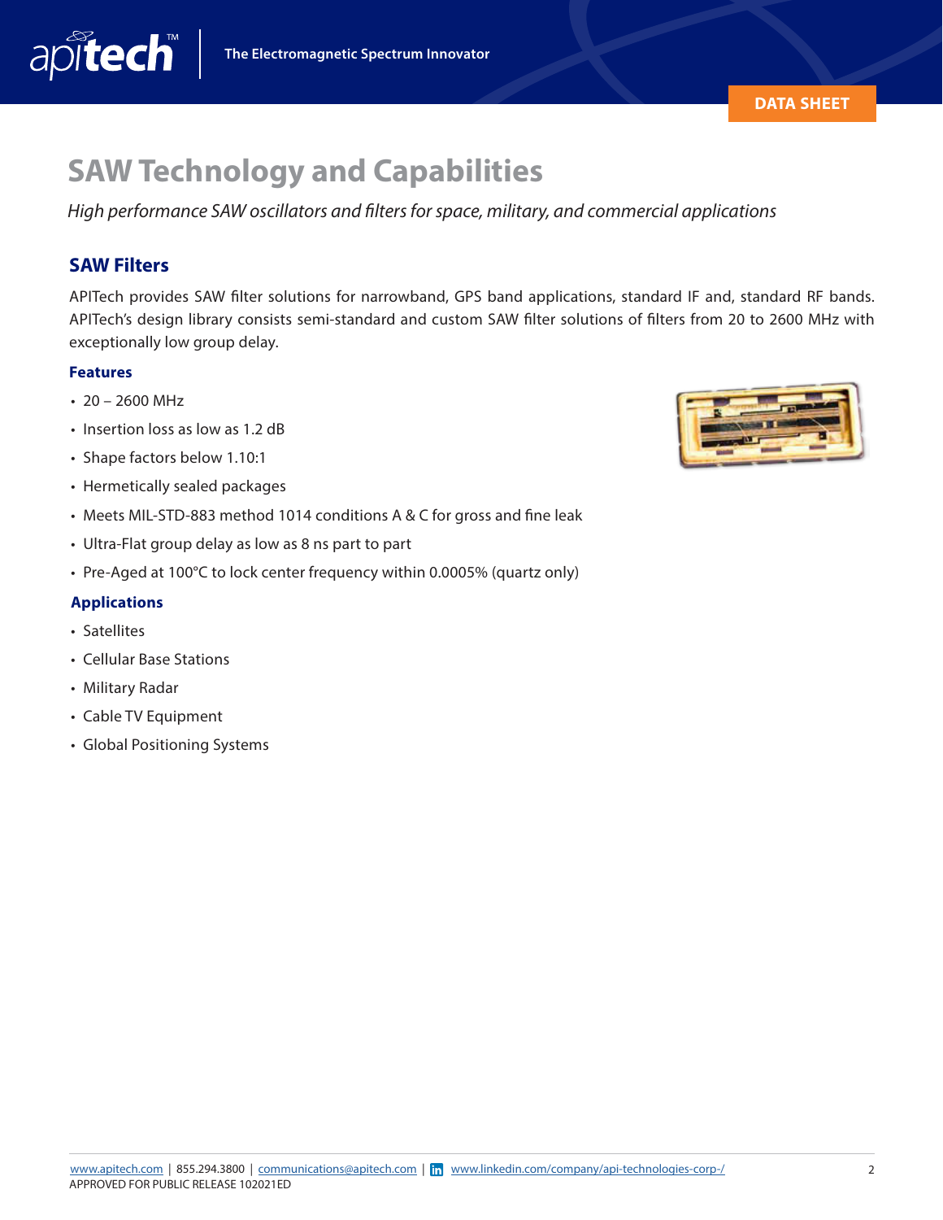# SAW Technology and Capabilities

*High performance SAW oscillators and filters for space, military, and commercial applications*

## SAW Filters

APITech provides SAW filter solutions for narrowband, GPS band applications, standard IF and, standard RF bands. APITech's design library consists semi-standard and custom SAW filter solutions of filters from 20 to 2600 MHz with exceptionally low group delay.

### Features

- 20 – 2600 MHz
- Insertion loss as low as 1.2 dB
- Shape factors below 1.10:1
- Hermetically sealed packages
- Meets MIL-STD-883 method 1014 conditions A & C for gross and fine leak
- Ultra-Flat group delay as low as 8 ns part to part
- Pre-Aged at 100°C to lock center frequency within 0.0005% (quartz only)

### Applications

- Satellites
- Cellular Base Stations
- Military Radar
- Cable TV Equipment
- Global Positioning Systems

www.apitech.com | 855.294.3800 | communications@apitech.com | www.linkedin.com/company/api-technologies-corp-/
APPROVED FOR PUBLIC RELEASE 102021ED